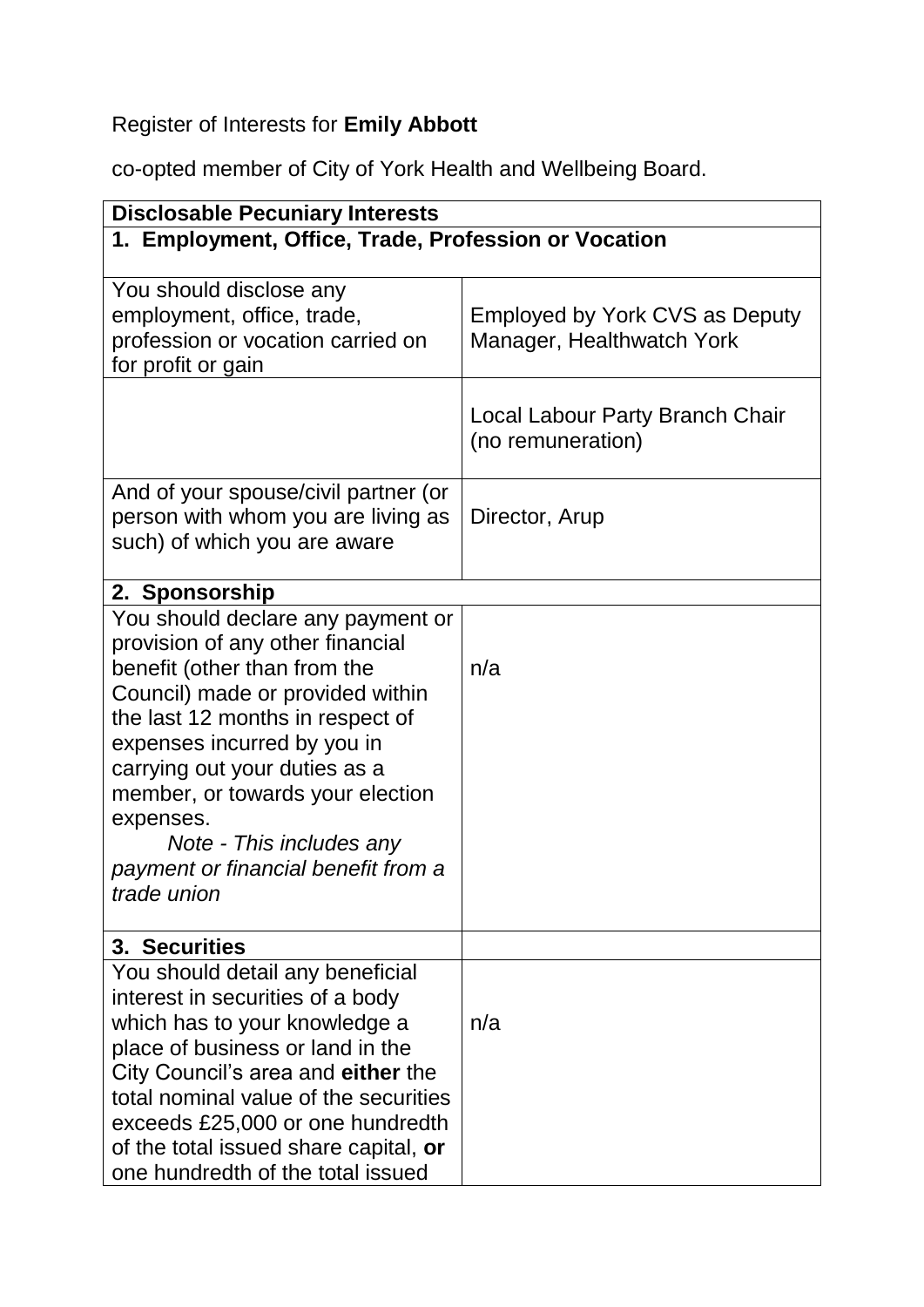Register of Interests for **Emily Abbott**

co-opted member of City of York Health and Wellbeing Board.

| **Disclosable Pecuniary Interests** | |
|---|---|
| **1. Employment, Office, Trade, Profession or Vocation** | |
| You should disclose any employment, office, trade, profession or vocation carried on for profit or gain | Employed by York CVS as Deputy Manager, Healthwatch York |
| | Local Labour Party Branch Chair (no remuneration) |
| And of your spouse/civil partner (or person with whom you are living as such) of which you are aware | Director, Arup |
| **2. Sponsorship** | |
| You should declare any payment or provision of any other financial benefit (other than from the Council) made or provided within the last 12 months in respect of expenses incurred by you in carrying out your duties as a member, or towards your election expenses. *Note - This includes any payment or financial benefit from a trade union* | n/a |
| **3. Securities** | |
| You should detail any beneficial interest in securities of a body which has to your knowledge a place of business or land in the City Council's area and **either** the total nominal value of the securities exceeds £25,000 or one hundredth of the total issued share capital, **or** one hundredth of the total issued | n/a |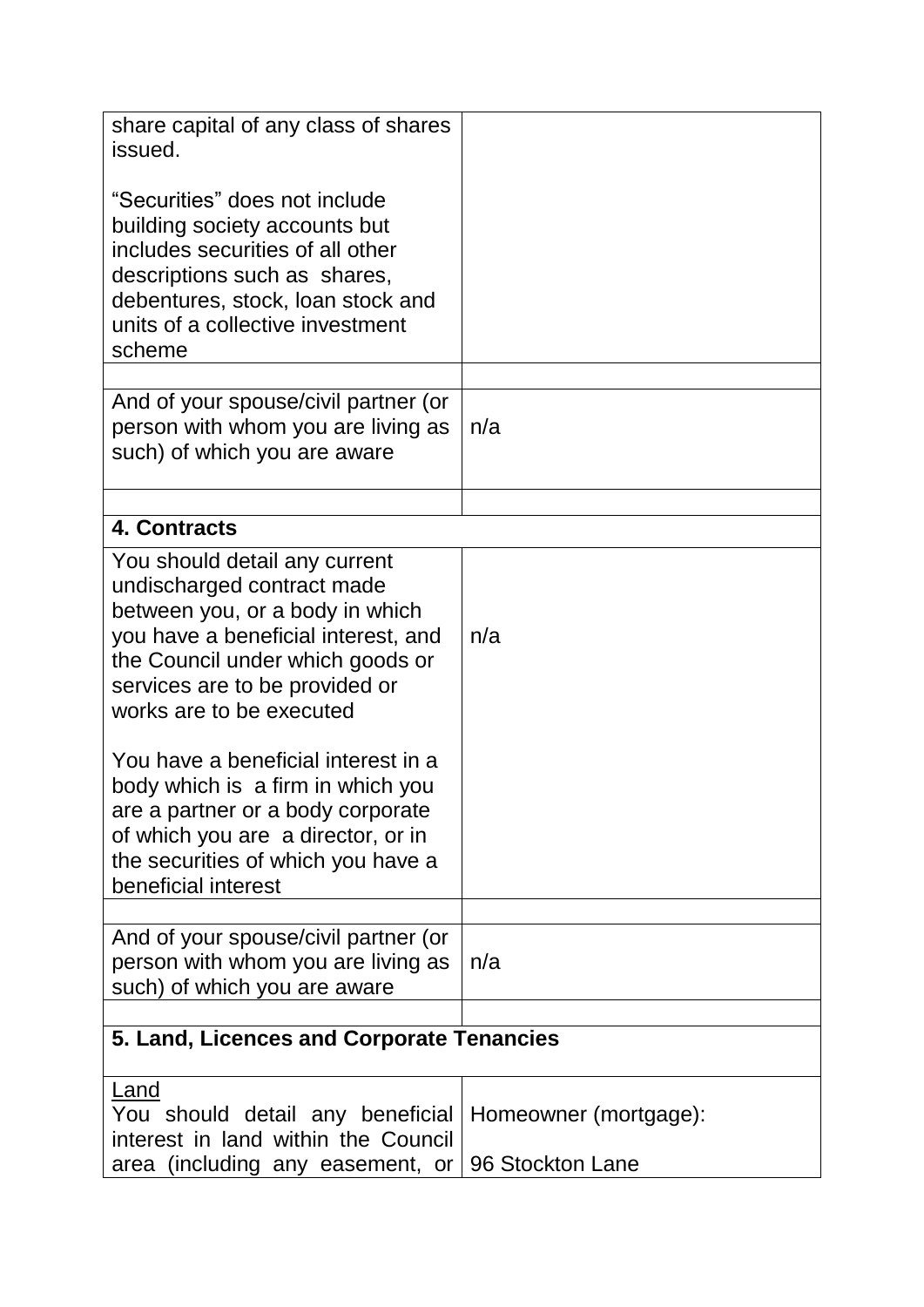| | |
|---|---|
| share capital of any class of shares issued.<br><br>"Securities" does not include building society accounts but includes securities of all other descriptions such as shares, debentures, stock, loan stock and units of a collective investment scheme | |
| | |
| And of your spouse/civil partner (or person with whom you are living as such) of which you are aware | n/a |
| | |
| **4. Contracts** | |
| You should detail any current undischarged contract made between you, or a body in which you have a beneficial interest, and the Council under which goods or services are to be provided or works are to be executed<br><br>You have a beneficial interest in a body which is a firm in which you are a partner or a body corporate of which you are a director, or in the securities of which you have a beneficial interest | n/a |
| | |
| And of your spouse/civil partner (or person with whom you are living as such) of which you are aware | n/a |
| | |
| **5. Land, Licences and Corporate Tenancies** | |
| <u>Land</u><br>You should detail any beneficial interest in land within the Council area (including any easement, or | Homeowner (mortgage):<br><br>96 Stockton Lane |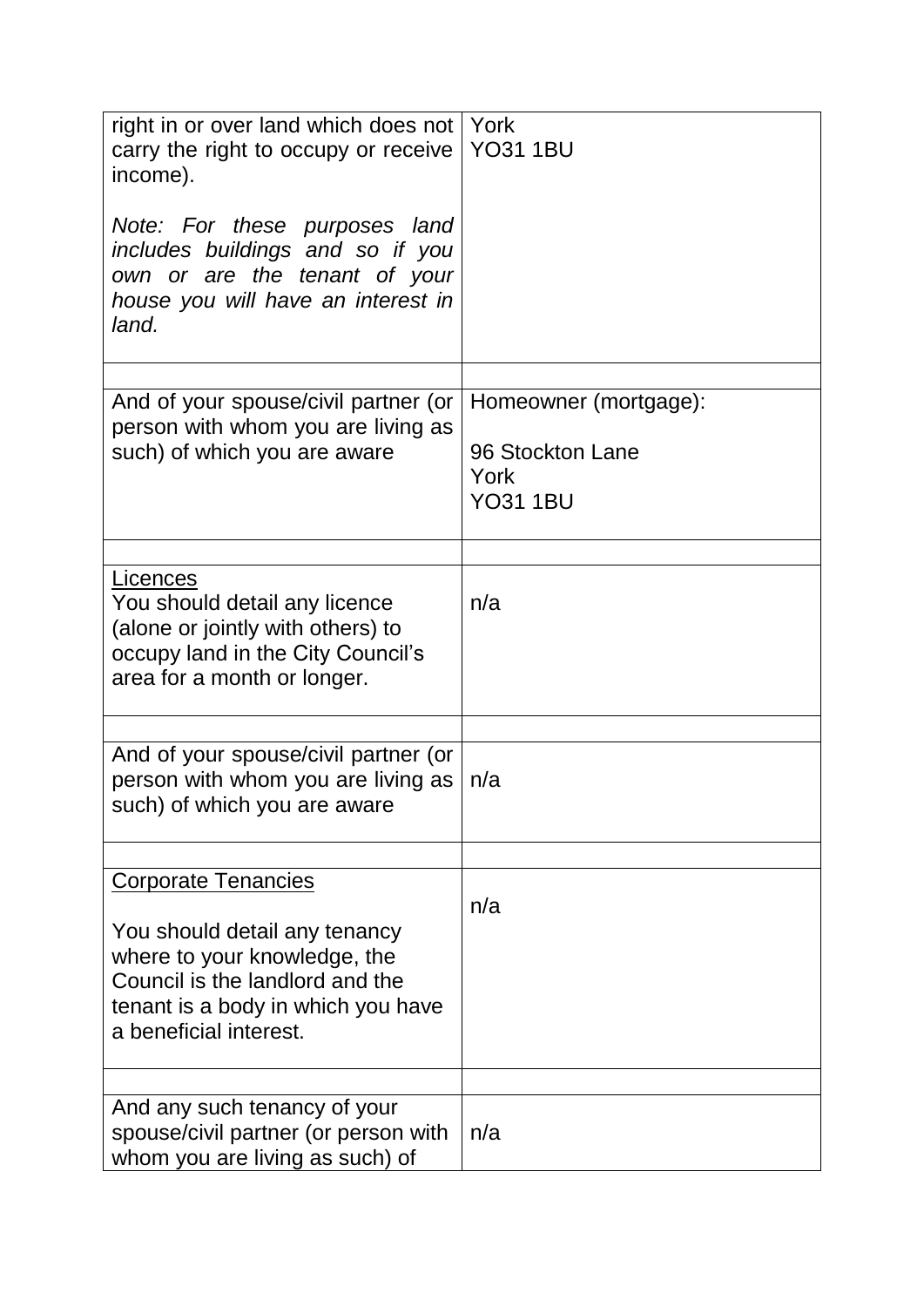| | |
|---|---|
| right in or over land which does not carry the right to occupy or receive income).<br><br>*Note: For these purposes land includes buildings and so if you own or are the tenant of your house you will have an interest in land.* | York<br>YO31 1BU |
| | |
| And of your spouse/civil partner (or person with whom you are living as such) of which you are aware | Homeowner (mortgage):<br><br>96 Stockton Lane<br>York<br>YO31 1BU |
| | |
| <u>Licences</u><br>You should detail any licence (alone or jointly with others) to occupy land in the City Council's area for a month or longer. | n/a |
| | |
| And of your spouse/civil partner (or person with whom you are living as such) of which you are aware | n/a |
| | |
| <u>Corporate Tenancies</u><br><br>You should detail any tenancy where to your knowledge, the Council is the landlord and the tenant is a body in which you have a beneficial interest. | n/a |
| | |
| And any such tenancy of your spouse/civil partner (or person with whom you are living as such) of | n/a |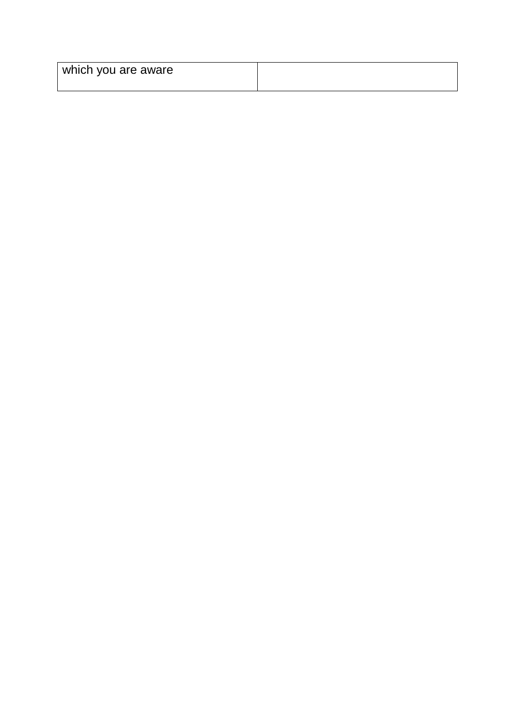| | |
|---|---|
| which you are aware | |